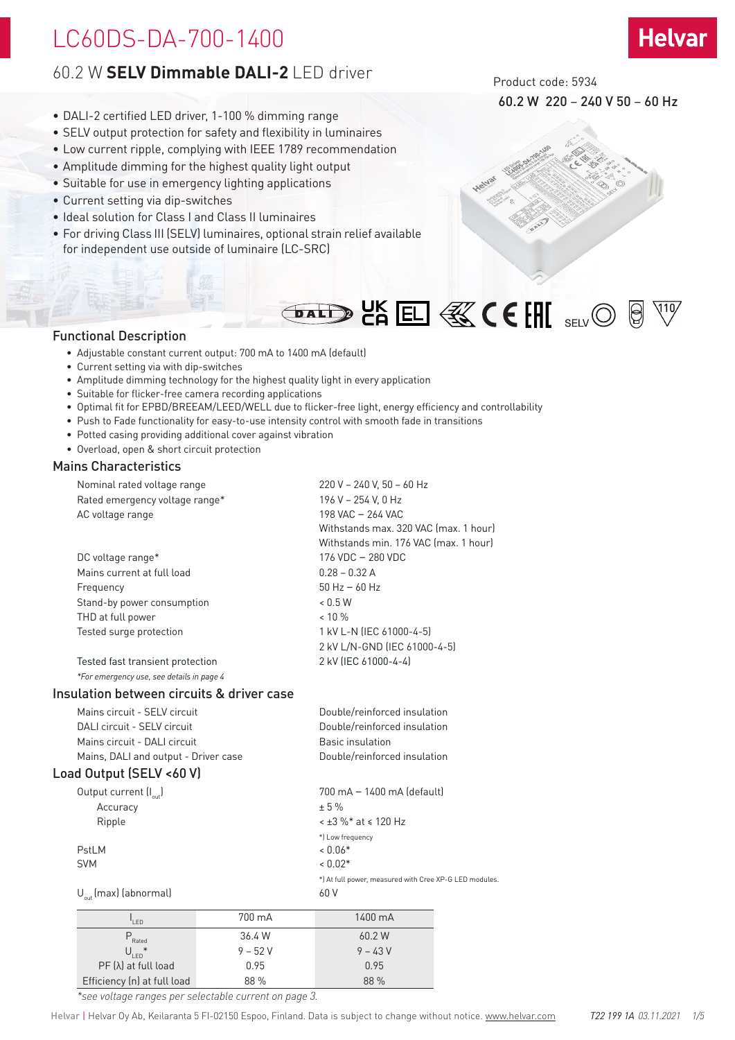# LC60DS-DA-700-1400

## 60.2 W **SELV Dimmable DALI-2** LED driver

Product code: 5934

60.2 W 220 – 240 V 50 – 60 Hz

- DALI-2 certified LED driver, 1-100 % dimming range
- SELV output protection for safety and flexibility in luminaires
- Low current ripple, complying with IEEE 1789 recommendation
- Amplitude dimming for the highest quality light output
- Suitable for use in emergency lighting applications
- Current setting via dip-switches
- Ideal solution for Class I and Class II luminaires
- For driving Class III (SELV) luminaires, optional strain relief available for independent use outside of luminaire (LC-SRC)

## Functional Description

- Adjustable constant current output: 700 mA to 1400 mA (default)
- Current setting via with dip-switches
- Amplitude dimming technology for the highest quality light in every application
- Suitable for flicker-free camera recording applications
- Optimal fit for EPBD/BREEAM/LEED/WELL due to flicker-free light, energy efficiency and controllability
- Push to Fade functionality for easy-to-use intensity control with smooth fade in transitions
- Potted casing providing additional cover against vibration
- Overload, open & short circuit protection

## Mains Characteristics

| | |
|---|---|
| Nominal rated voltage range | 220 V – 240 V, 50 – 60 Hz |
| Rated emergency voltage range* | 196 V – 254 V, 0 Hz |
| AC voltage range | 198 VAC – 264 VAC<br>Withstands max. 320 VAC (max. 1 hour)<br>Withstands min. 176 VAC (max. 1 hour) |
| DC voltage range* | 176 VDC – 280 VDC |
| Mains current at full load | 0.28 – 0.32 A |
| Frequency | 50 Hz – 60 Hz |
| Stand-by power consumption | < 0.5 W |
| THD at full power | < 10 % |
| Tested surge protection | 1 kV L-N (IEC 61000-4-5)<br>2 kV L/N-GND (IEC 61000-4-5) |
| Tested fast transient protection | 2 kV (IEC 61000-4-4) |

*\*For emergency use, see details in page 4*

## Insulation between circuits & driver case

| | |
|---|---|
| Mains circuit - SELV circuit | Double/reinforced insulation |
| DALI circuit - SELV circuit | Double/reinforced insulation |
| Mains circuit - DALI circuit | Basic insulation |
| Mains, DALI and output - Driver case | Double/reinforced insulation |

## Load Output (SELV <60 V)

| | |
|---|---|
| Output current ($I_{out}$) | 700 mA – 1400 mA (default) |
| Accuracy | ± 5 % |
| Ripple | < ±3 %* at ≤ 120 Hz<br>*) Low frequency |
| PstLM | < 0.06* |
| SVM | < 0.02*<br>*) At full power, measured with Cree XP-G LED modules. |
| $U_{out}$ (max) (abnormal) | 60 V |

| $I_{LED}$ | 700 mA | 1400 mA |
|---|---|---|
| $P_{Rated}$ | 36.4 W | 60.2 W |
| $U_{LED}$* | 9 – 52 V | 9 – 43 V |
| PF (λ) at full load | 0.95 | 0.95 |
| Efficiency (η) at full load | 88 % | 88 % |

*\*see voltage ranges per selectable current on page 3.*

Helvar | Helvar Oy Ab, Keilaranta 5 FI-02150 Espoo, Finland. Data is subject to change without notice. www.helvar.com T22 199 1A 03.11.2021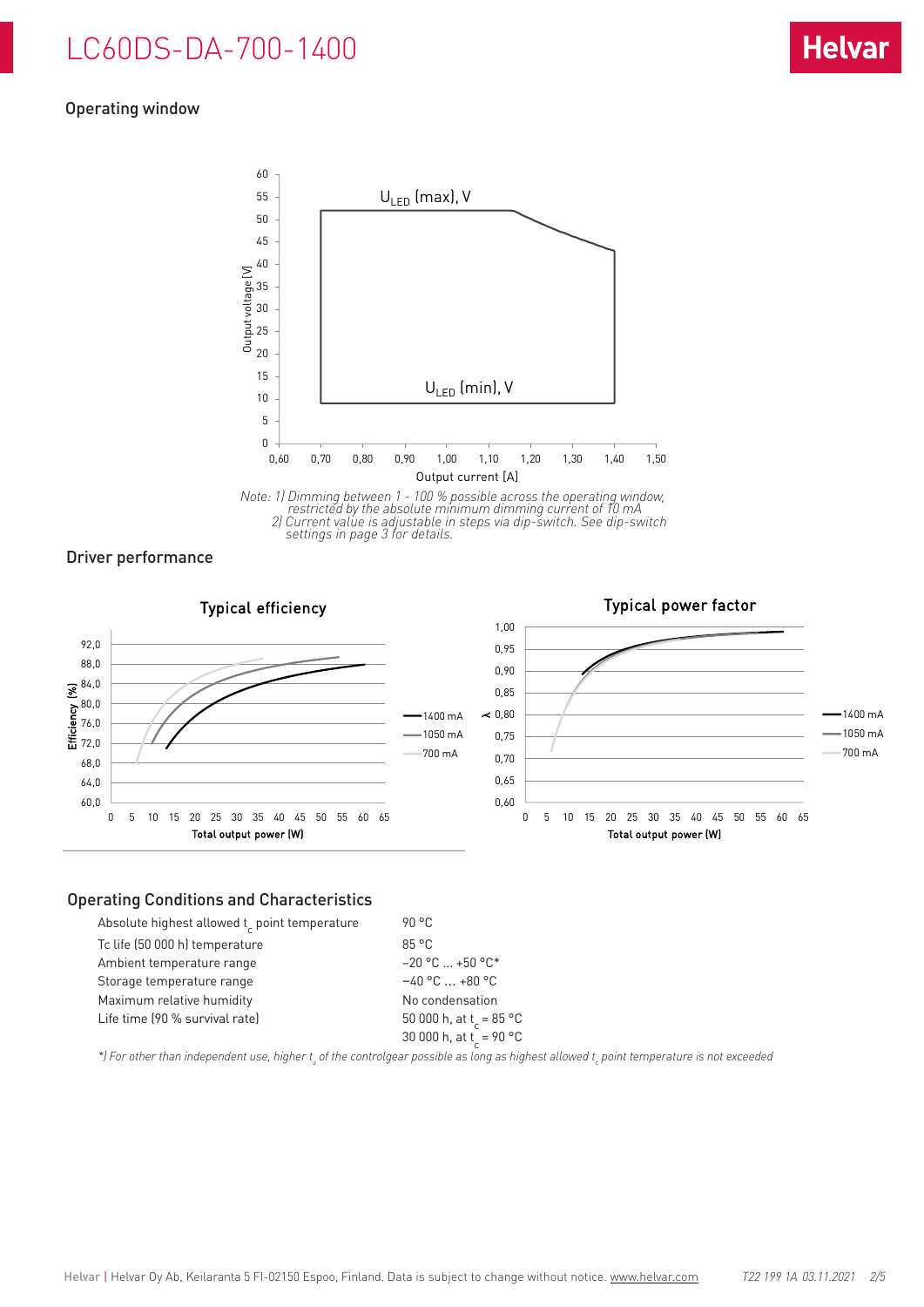# LC60DS-DA-700-1400

## Operating window

Note: 1) Dimming between 1 - 100 % possible across the operating window, restricted by the absolute minimum dimming current of 10 mA
2) Current value is adjustable in steps via dip-switch. See dip-switch settings in page 3 for details.

## Driver performance

## Operating Conditions and Characteristics

| | |
|---|---|
| Absolute highest allowed $t_c$ point temperature | 90 °C |
| Tc life (50 000 h) temperature | 85 °C |
| Ambient temperature range | −20 °C ... +50 °C* |
| Storage temperature range | −40 °C ... +80 °C |
| Maximum relative humidity | No condensation |
| Life time (90 % survival rate) | 50 000 h, at $t_c$ = 85 °C |
| | 30 000 h, at $t_c$ = 90 °C |

*\*) For other than independent use, higher $t_a$ of the controlgear possible as long as highest allowed $t_c$ point temperature is not exceeded*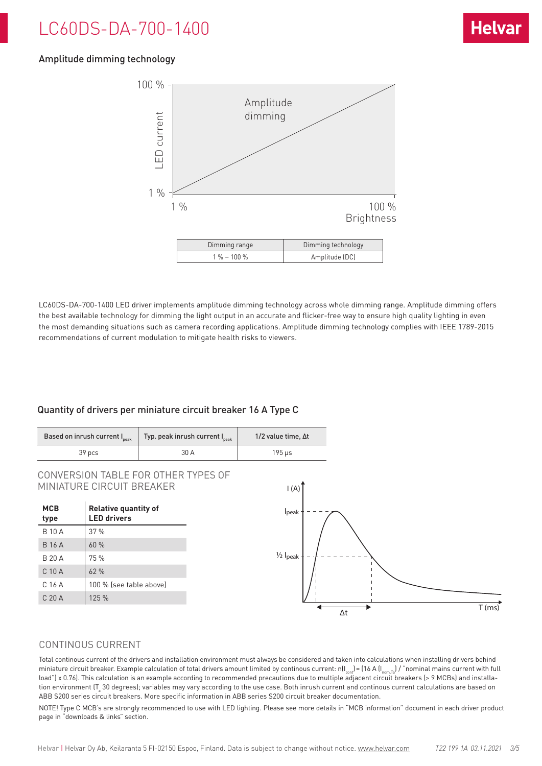## Amplitude dimming technology

| Dimming range | Dimming technology |
| --- | --- |
| 1 % – 100 % | Amplitude (DC) |

LC60DS-DA-700-1400 LED driver implements amplitude dimming technology across whole dimming range. Amplitude dimming offers the best available technology for dimming the light output in an accurate and flicker-free way to ensure high quality lighting in even the most demanding situations such as camera recording applications. Amplitude dimming technology complies with IEEE 1789-2015 recommendations of current modulation to mitigate health risks to viewers.

## Quantity of drivers per miniature circuit breaker 16 A Type C

| Based on inrush current $I_{peak}$ | Typ. peak inrush current $I_{peak}$ | 1/2 value time, Δt |
| --- | --- | --- |
| 39 pcs | 30 A | 195 µs |

### CONVERSION TABLE FOR OTHER TYPES OF MINIATURE CIRCUIT BREAKER

| MCB type | Relative quantity of LED drivers |
| --- | --- |
| B 10 A | 37 % |
| B 16 A | 60 % |
| B 20 A | 75 % |
| C 10 A | 62 % |
| C 16 A | 100 % (see table above) |
| C 20 A | 125 % |

### CONTINOUS CURRENT

Total continous current of the drivers and installation environment must always be considered and taken into calculations when installing drivers behind miniature circuit breaker. Example calculation of total drivers amount limited by continous current: $n(I_{cont}) = (16 A (I_{nom,Ta}) / $ "nominal mains current with full load") x 0.76). This calculation is an example according to recommended precautions due to multiple adjacent circuit breakers (> 9 MCBs) and installation environment ($T_a$ 30 degrees); variables may vary according to the use case. Both inrush current and continous current calculations are based on ABB S200 series circuit breakers. More specific information in ABB series S200 circuit breaker documentation.

NOTE! Type C MCB's are strongly recommended to use with LED lighting. Please see more details in "MCB information" document in each driver product page in "downloads & links" section.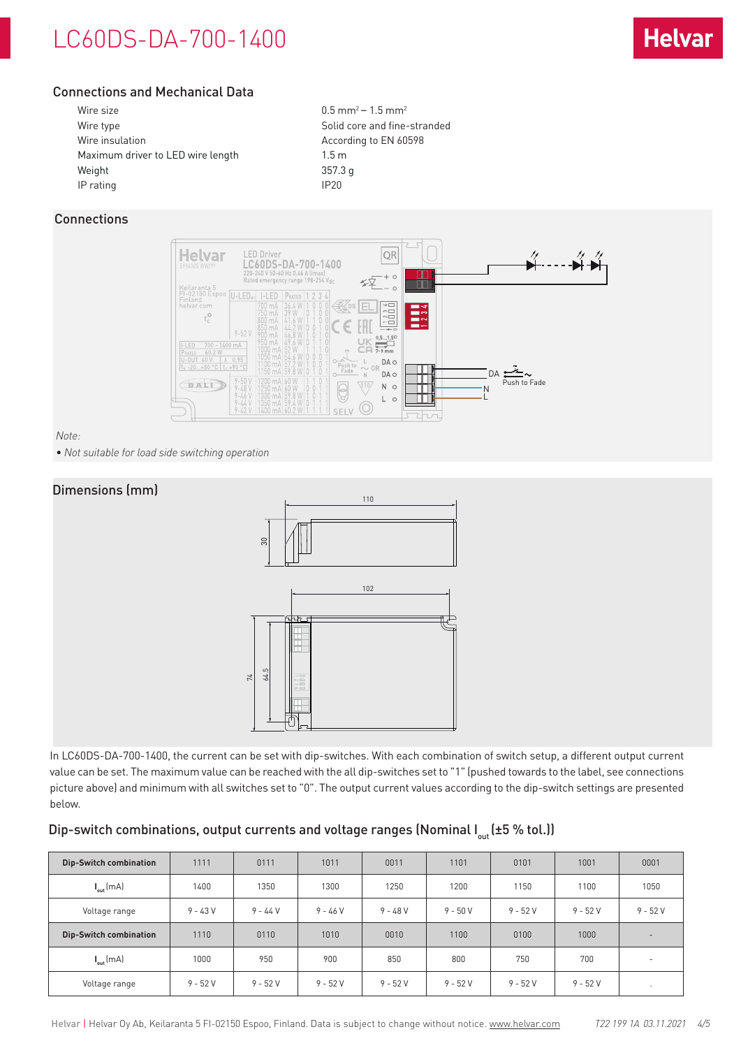## Connections and Mechanical Data

| | |
|---|---|
| Wire size | 0.5 mm² – 1.5 mm² |
| Wire type | Solid core and fine-stranded |
| Wire insulation | According to EN 60598 |
| Maximum driver to LED wire length | 1.5 m |
| Weight | 357.3 g |
| IP rating | IP20 |

## Connections

*Note:*

- *Not suitable for load side switching operation*

## Dimensions (mm)

In LC60DS-DA-700-1400, the current can be set with dip-switches. With each combination of switch setup, a different output current value can be set. The maximum value can be reached with the all dip-switches set to "1" (pushed towards to the label, see connections picture above) and minimum with all switches set to "0". The output current values according to the dip-switch settings are presented below.

### Dip-switch combinations, output currents and voltage ranges (Nominal $I_{out}$ (±5 % tol.))

| Dip-Switch combination | 1111 | 0111 | 1011 | 0011 | 1101 | 0101 | 1001 | 0001 |
|---|---|---|---|---|---|---|---|---|
| $I_{out}$ (mA) | 1400 | 1350 | 1300 | 1250 | 1200 | 1150 | 1100 | 1050 |
| Voltage range | 9 - 43 V | 9 - 44 V | 9 - 46 V | 9 - 48 V | 9 - 50 V | 9 - 52 V | 9 - 52 V | 9 - 52 V |
| **Dip-Switch combination** | 1110 | 0110 | 1010 | 0010 | 1100 | 0100 | 1000 | - |
| $I_{out}$ (mA) | 1000 | 950 | 900 | 850 | 800 | 750 | 700 | - |
| Voltage range | 9 - 52 V | 9 - 52 V | 9 - 52 V | 9 - 52 V | 9 - 52 V | 9 - 52 V | 9 - 52 V | . |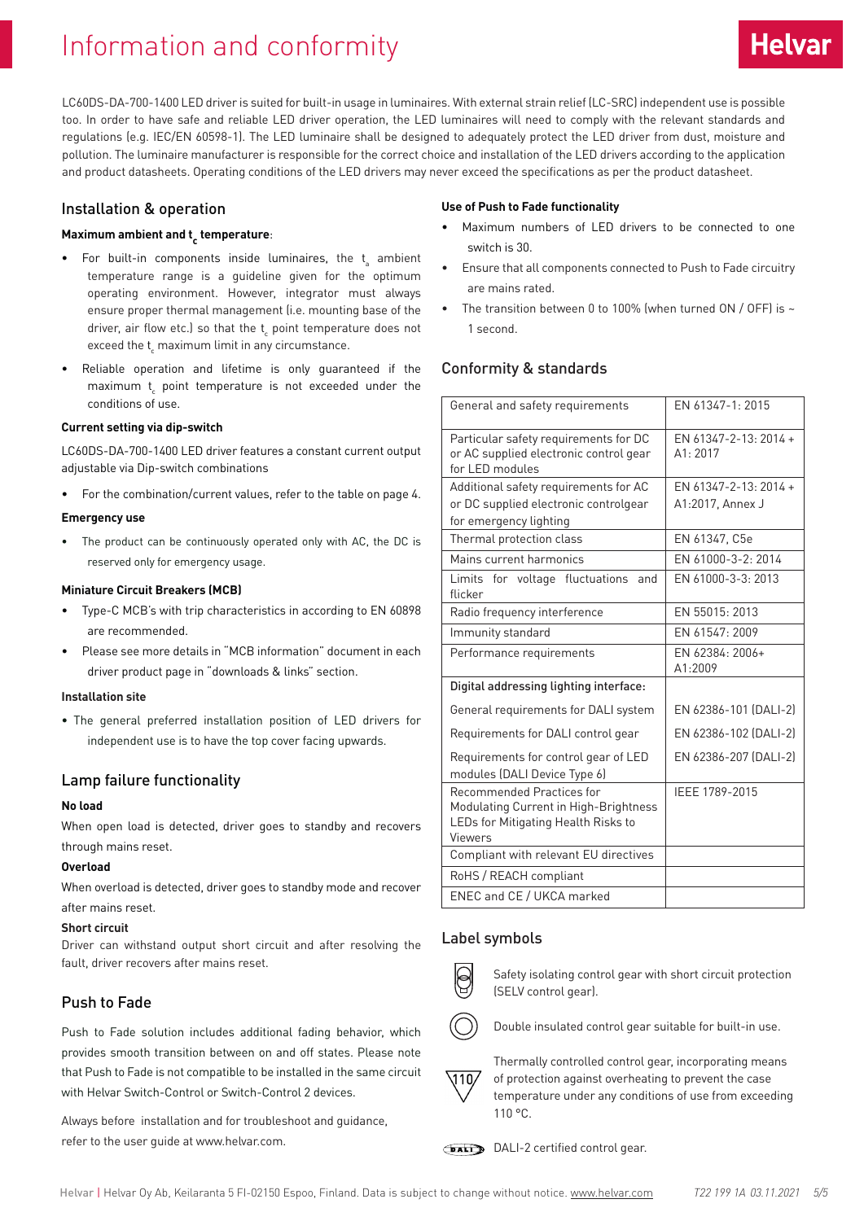# Information and conformity

LC60DS-DA-700-1400 LED driver is suited for built-in usage in luminaires. With external strain relief (LC-SRC) independent use is possible too. In order to have safe and reliable LED driver operation, the LED luminaires will need to comply with the relevant standards and regulations (e.g. IEC/EN 60598-1). The LED luminaire shall be designed to adequately protect the LED driver from dust, moisture and pollution. The luminaire manufacturer is responsible for the correct choice and installation of the LED drivers according to the application and product datasheets. Operating conditions of the LED drivers may never exceed the specifications as per the product datasheet.

## Installation & operation

**Maximum ambient and $t_c$ temperature:**

- For built-in components inside luminaires, the $t_a$ ambient temperature range is a guideline given for the optimum operating environment. However, integrator must always ensure proper thermal management (i.e. mounting base of the driver, air flow etc.) so that the $t_c$ point temperature does not exceed the $t_c$ maximum limit in any circumstance.
- Reliable operation and lifetime is only guaranteed if the maximum $t_c$ point temperature is not exceeded under the conditions of use.

**Current setting via dip-switch**

LC60DS-DA-700-1400 LED driver features a constant current output adjustable via Dip-switch combinations

- For the combination/current values, refer to the table on page 4.

**Emergency use**

- The product can be continuously operated only with AC, the DC is reserved only for emergency usage.

**Miniature Circuit Breakers (MCB)**

- Type-C MCB's with trip characteristics in according to EN 60898 are recommended.
- Please see more details in "MCB information" document in each driver product page in "downloads & links" section.

**Installation site**

- The general preferred installation position of LED drivers for independent use is to have the top cover facing upwards.

## Lamp failure functionality

**No load**

When open load is detected, driver goes to standby and recovers through mains reset.

**Overload**

When overload is detected, driver goes to standby mode and recover after mains reset.

**Short circuit**

Driver can withstand output short circuit and after resolving the fault, driver recovers after mains reset.

## Push to Fade

Push to Fade solution includes additional fading behavior, which provides smooth transition between on and off states. Please note that Push to Fade is not compatible to be installed in the same circuit with Helvar Switch-Control or Switch-Control 2 devices.

Always before installation and for troubleshoot and guidance, refer to the user guide at www.helvar.com.

**Use of Push to Fade functionality**

- Maximum numbers of LED drivers to be connected to one switch is 30.
- Ensure that all components connected to Push to Fade circuitry are mains rated.
- The transition between 0 to 100% (when turned ON / OFF) is ~ 1 second.

## Conformity & standards

| | |
|---|---|
| General and safety requirements | EN 61347-1: 2015 |
| Particular safety requirements for DC or AC supplied electronic control gear for LED modules | EN 61347-2-13: 2014 + A1: 2017 |
| Additional safety requirements for AC or DC supplied electronic controlgear for emergency lighting | EN 61347-2-13: 2014 + A1:2017, Annex J |
| Thermal protection class | EN 61347, C5e |
| Mains current harmonics | EN 61000-3-2: 2014 |
| Limits for voltage fluctuations and flicker | EN 61000-3-3: 2013 |
| Radio frequency interference | EN 55015: 2013 |
| Immunity standard | EN 61547: 2009 |
| Performance requirements | EN 62384: 2006+ A1:2009 |
| Digital addressing lighting interface: | |
| General requirements for DALI system | EN 62386-101 (DALI-2) |
| Requirements for DALI control gear | EN 62386-102 (DALI-2) |
| Requirements for control gear of LED modules (DALI Device Type 6) | EN 62386-207 (DALI-2) |
| Recommended Practices for Modulating Current in High-Brightness LEDs for Mitigating Health Risks to Viewers | IEEE 1789-2015 |
| Compliant with relevant EU directives | |
| RoHS / REACH compliant | |
| ENEC and CE / UKCA marked | |

## Label symbols

Safety isolating control gear with short circuit protection (SELV control gear).

Double insulated control gear suitable for built-in use.

Thermally controlled control gear, incorporating means of protection against overheating to prevent the case temperature under any conditions of use from exceeding 110 °C.

DALI-2 certified control gear.

Helvar | Helvar Oy Ab, Keilaranta 5 FI-02150 Espoo, Finland. Data is subject to change without notice. www.helvar.com T22 199 1A 03.11.2021